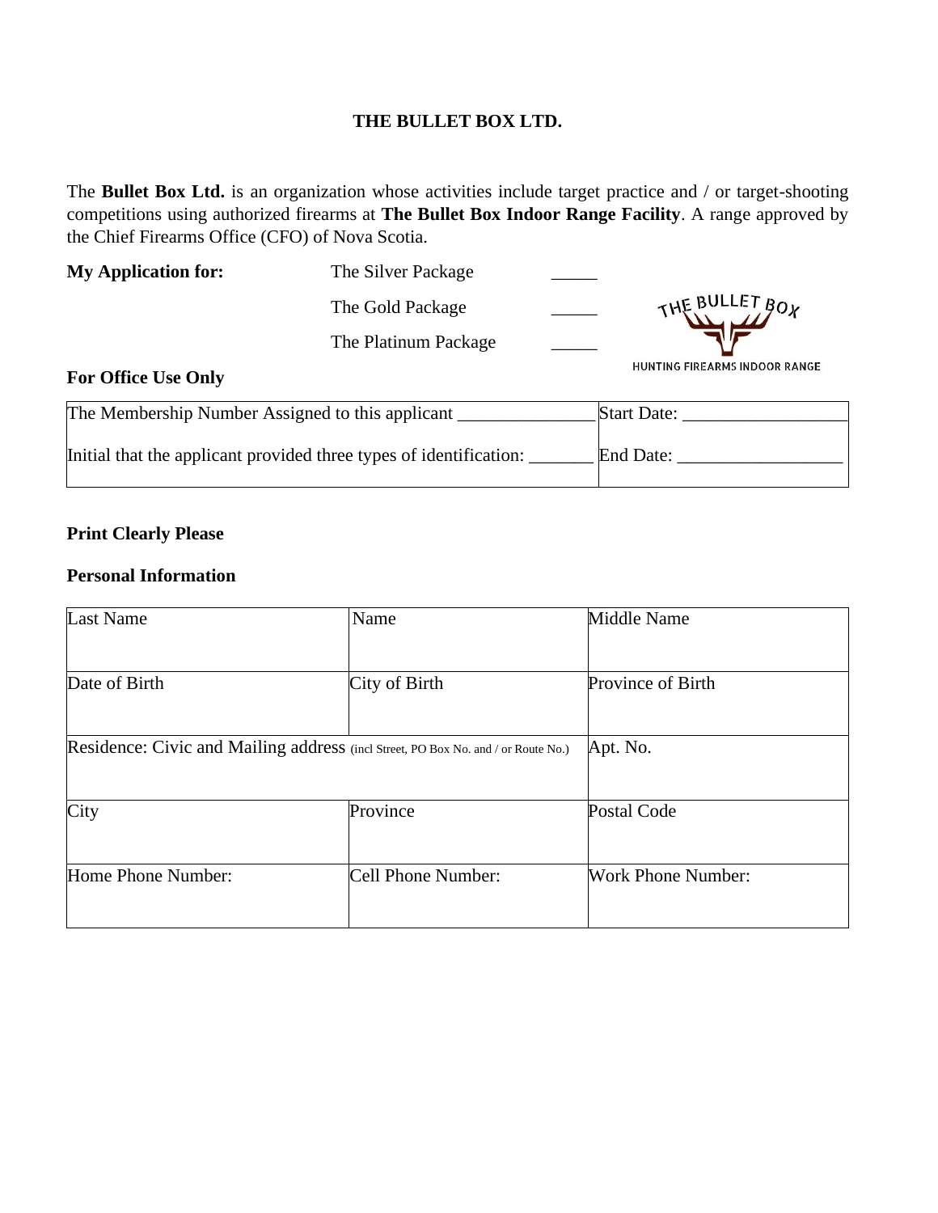# THE BULLET BOX LTD.

The **Bullet Box Ltd.** is an organization whose activities include target practice and / or target-shooting competitions using authorized firearms at **The Bullet Box Indoor Range Facility**. A range approved by the Chief Firearms Office (CFO) of Nova Scotia.

**My Application for:**

- The Silver Package _____
- The Gold Package _____
- The Platinum Package _____

THE BULLET BOX
HUNTING FIREARMS INDOOR RANGE

**For Office Use Only**

| | |
|---|---|
| The Membership Number Assigned to this applicant _______________ | Start Date: __________________ |
| Initial that the applicant provided three types of identification: _______ | End Date: __________________ |

**Print Clearly Please**

**Personal Information**

| | | |
|---|---|---|
| Last Name | Name | Middle Name |
| Date of Birth | City of Birth | Province of Birth |
| Residence: Civic and Mailing address (incl Street, PO Box No. and / or Route No.) | | Apt. No. |
| City | Province | Postal Code |
| Home Phone Number: | Cell Phone Number: | Work Phone Number: |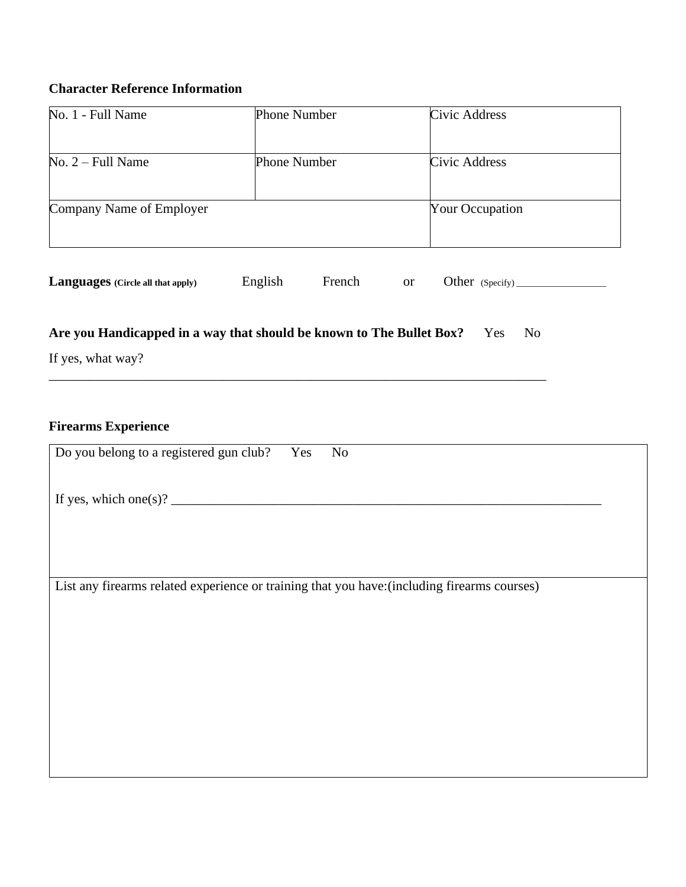**Character Reference Information**

| No. 1 - Full Name | Phone Number | Civic Address |
| --- | --- | --- |
| No. 2 – Full Name | Phone Number | Civic Address |
| Company Name of Employer | | Your Occupation |

**Languages** **(Circle all that apply)** English French or Other (Specify) _________________

**Are you Handicapped in a way that should be known to The Bullet Box?** Yes No

If yes, what way?

______________________________________________________________________________

**Firearms Experience**

| Do you belong to a registered gun club? Yes No<br><br>If yes, which one(s)? ____________________________________________________________________ |
| --- |
| List any firearms related experience or training that you have:(including firearms courses) |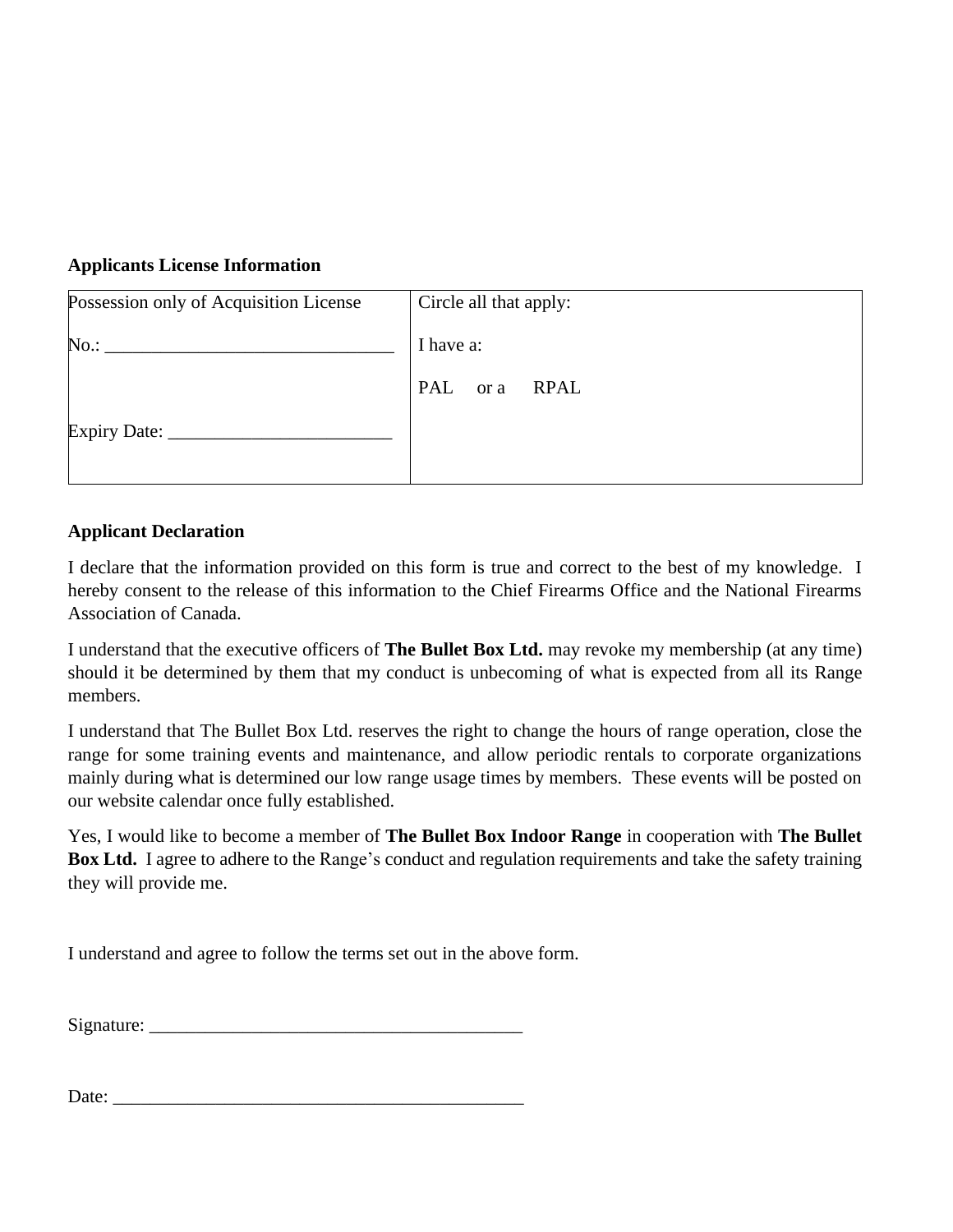**Applicants License Information**

| | |
|---|---|
| Possession only of Acquisition License<br><br>No.: _______________________________<br><br><br>Expiry Date: ________________________ | Circle all that apply:<br><br>I have a:<br><br>PAL or a RPAL |

**Applicant Declaration**

I declare that the information provided on this form is true and correct to the best of my knowledge. I hereby consent to the release of this information to the Chief Firearms Office and the National Firearms Association of Canada.

I understand that the executive officers of **The Bullet Box Ltd.** may revoke my membership (at any time) should it be determined by them that my conduct is unbecoming of what is expected from all its Range members.

I understand that The Bullet Box Ltd. reserves the right to change the hours of range operation, close the range for some training events and maintenance, and allow periodic rentals to corporate organizations mainly during what is determined our low range usage times by members. These events will be posted on our website calendar once fully established.

Yes, I would like to become a member of **The Bullet Box Indoor Range** in cooperation with **The Bullet Box Ltd.** I agree to adhere to the Range's conduct and regulation requirements and take the safety training they will provide me.

I understand and agree to follow the terms set out in the above form.

Signature: ________________________________________

Date: ____________________________________________